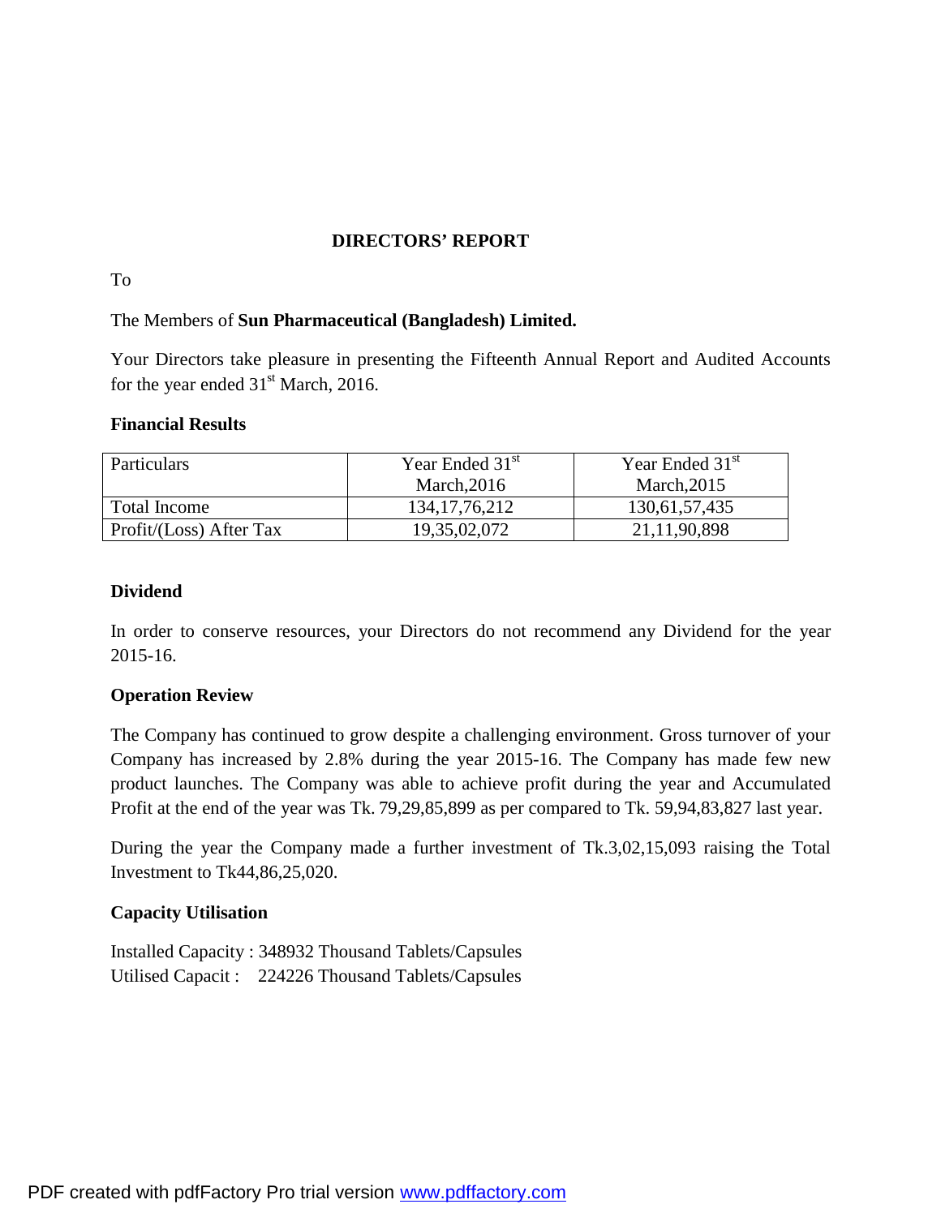## DIRECTORS' REPORT

To

The Members of **Sun Pharmaceutical (Bangladesh) Limited.**

Your Directors take pleasure in presenting the Fifteenth Annual Report and Audited Accounts for the year ended 31st March, 2016.

**Financial Results**

| Particulars | Year Ended 31st March,2016 | Year Ended 31st March,2015 |
|---|---|---|
| Total Income | 134,17,76,212 | 130,61,57,435 |
| Profit/(Loss) After Tax | 19,35,02,072 | 21,11,90,898 |

**Dividend**

In order to conserve resources, your Directors do not recommend any Dividend for the year 2015-16.

**Operation Review**

The Company has continued to grow despite a challenging environment. Gross turnover of your Company has increased by 2.8% during the year 2015-16. The Company has made few new product launches. The Company was able to achieve profit during the year and Accumulated Profit at the end of the year was Tk. 79,29,85,899 as per compared to Tk. 59,94,83,827 last year.

During the year the Company made a further investment of Tk.3,02,15,093 raising the Total Investment to Tk44,86,25,020.

**Capacity Utilisation**

Installed Capacity : 348932 Thousand Tablets/Capsules  
Utilised Capacit : 224226 Thousand Tablets/Capsules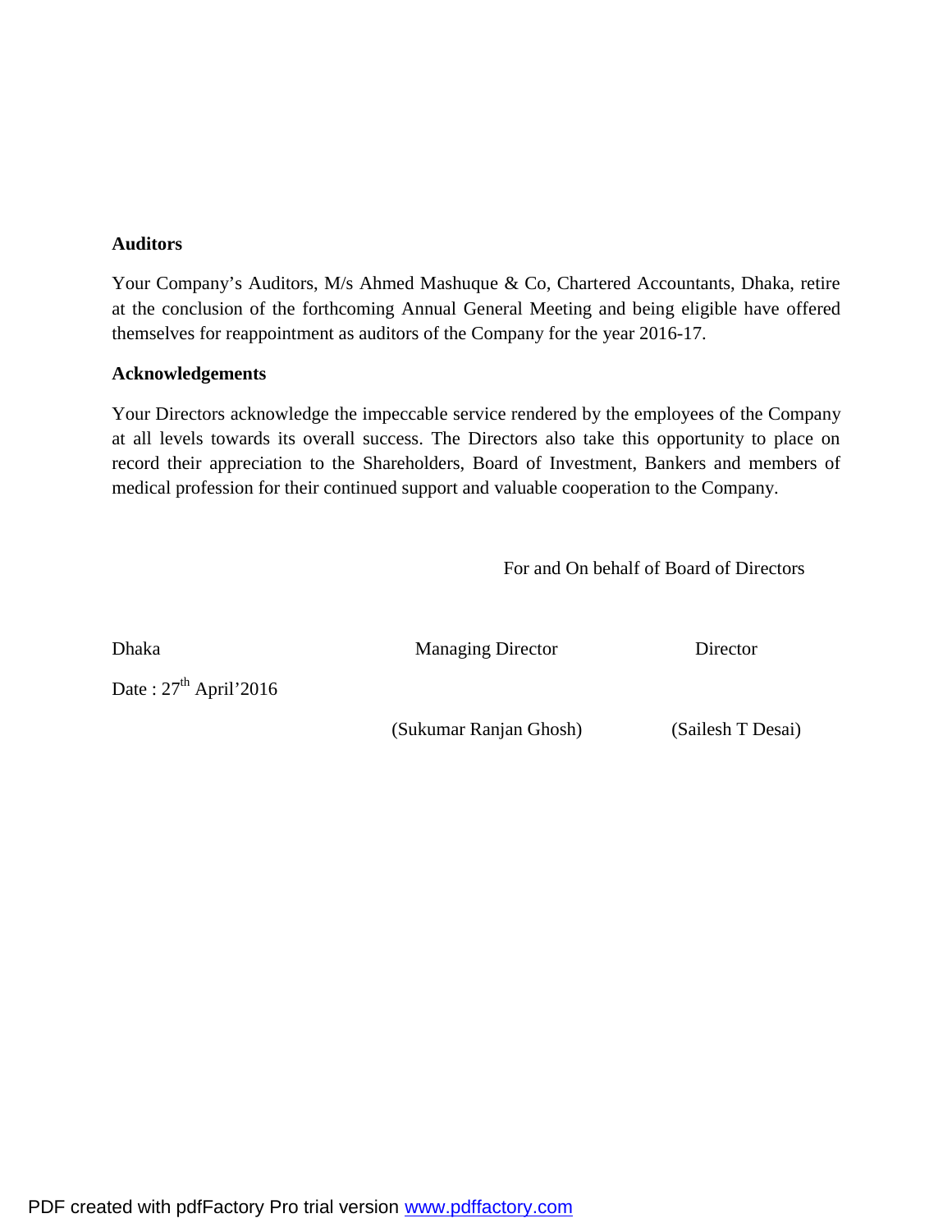**Auditors**

Your Company's Auditors, M/s Ahmed Mashuque & Co, Chartered Accountants, Dhaka, retire at the conclusion of the forthcoming Annual General Meeting and being eligible have offered themselves for reappointment as auditors of the Company for the year 2016-17.

**Acknowledgements**

Your Directors acknowledge the impeccable service rendered by the employees of the Company at all levels towards its overall success. The Directors also take this opportunity to place on record their appreciation to the Shareholders, Board of Investment, Bankers and members of medical profession for their continued support and valuable cooperation to the Company.

For and On behalf of Board of Directors

| | | |
|---|---|---|
| Dhaka | Managing Director | Director |
| Date : 27th April'2016 | | |
| | (Sukumar Ranjan Ghosh) | (Sailesh T Desai) |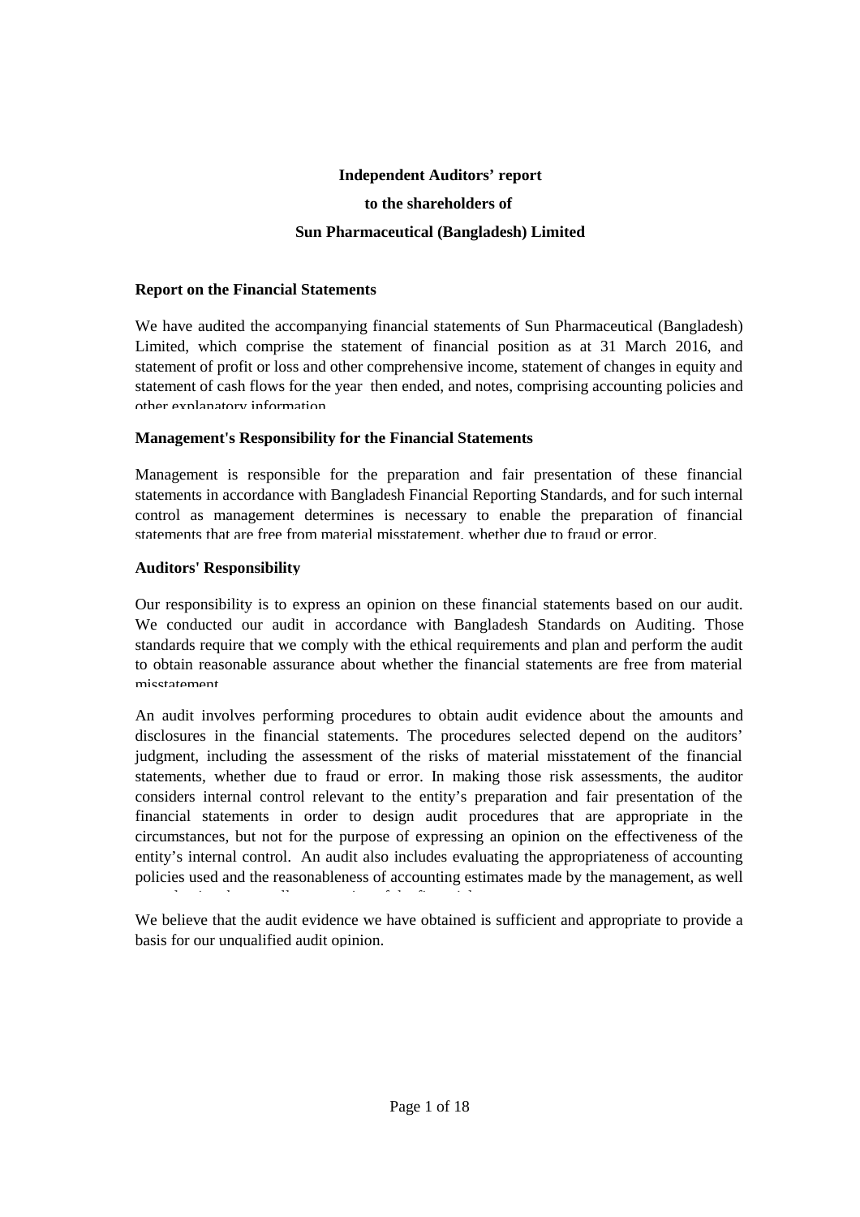**Independent Auditors' report**

**to the shareholders of**

**Sun Pharmaceutical (Bangladesh) Limited**

**Report on the Financial Statements**

We have audited the accompanying financial statements of Sun Pharmaceutical (Bangladesh) Limited, which comprise the statement of financial position as at 31 March 2016, and statement of profit or loss and other comprehensive income, statement of changes in equity and statement of cash flows for the year then ended, and notes, comprising accounting policies and other explanatory information.

**Management's Responsibility for the Financial Statements**

Management is responsible for the preparation and fair presentation of these financial statements in accordance with Bangladesh Financial Reporting Standards, and for such internal control as management determines is necessary to enable the preparation of financial statements that are free from material misstatement, whether due to fraud or error.

**Auditors' Responsibility**

Our responsibility is to express an opinion on these financial statements based on our audit. We conducted our audit in accordance with Bangladesh Standards on Auditing. Those standards require that we comply with the ethical requirements and plan and perform the audit to obtain reasonable assurance about whether the financial statements are free from material misstatement.

An audit involves performing procedures to obtain audit evidence about the amounts and disclosures in the financial statements. The procedures selected depend on the auditors' judgment, including the assessment of the risks of material misstatement of the financial statements, whether due to fraud or error. In making those risk assessments, the auditor considers internal control relevant to the entity's preparation and fair presentation of the financial statements in order to design audit procedures that are appropriate in the circumstances, but not for the purpose of expressing an opinion on the effectiveness of the entity's internal control. An audit also includes evaluating the appropriateness of accounting policies used and the reasonableness of accounting estimates made by the management, as well as evaluating the overall presentation of the financial statements.

We believe that the audit evidence we have obtained is sufficient and appropriate to provide a basis for our unqualified audit opinion.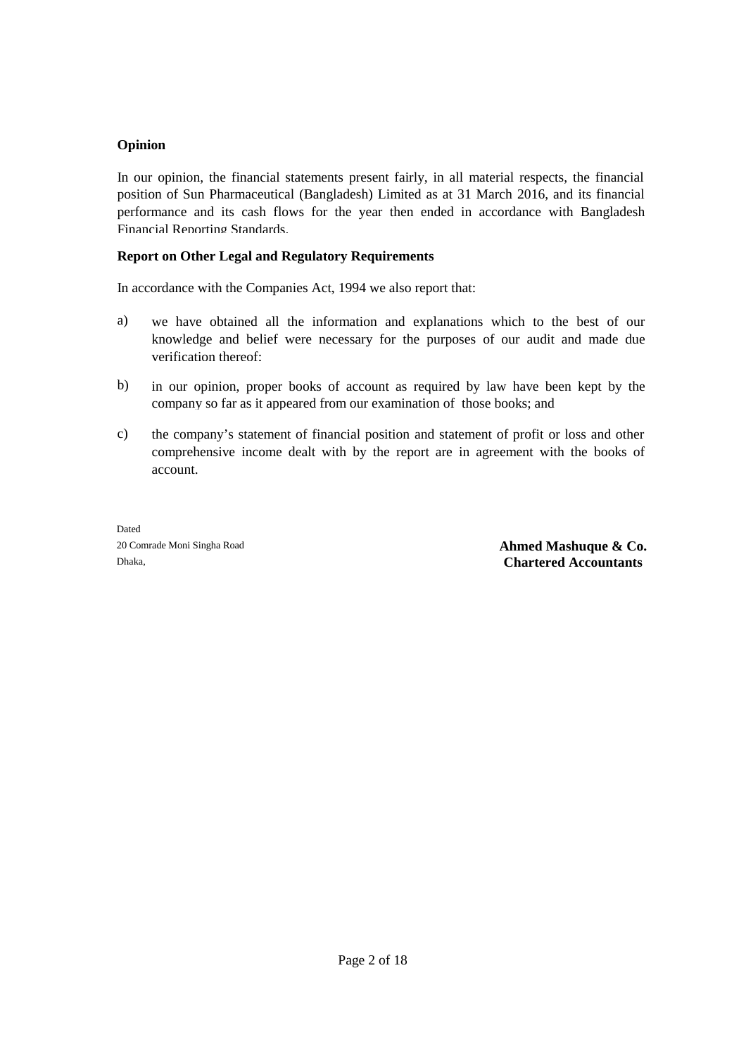### Opinion

In our opinion, the financial statements present fairly, in all material respects, the financial position of Sun Pharmaceutical (Bangladesh) Limited as at 31 March 2016, and its financial performance and its cash flows for the year then ended in accordance with Bangladesh Financial Reporting Standards.

### Report on Other Legal and Regulatory Requirements

In accordance with the Companies Act, 1994 we also report that:

a) we have obtained all the information and explanations which to the best of our knowledge and belief were necessary for the purposes of our audit and made due verification thereof:

b) in our opinion, proper books of account as required by law have been kept by the company so far as it appeared from our examination of those books; and

c) the company's statement of financial position and statement of profit or loss and other comprehensive income dealt with by the report are in agreement with the books of account.

Dated
20 Comrade Moni Singha Road
Dhaka,

**Ahmed Mashuque & Co.**
**Chartered Accountants**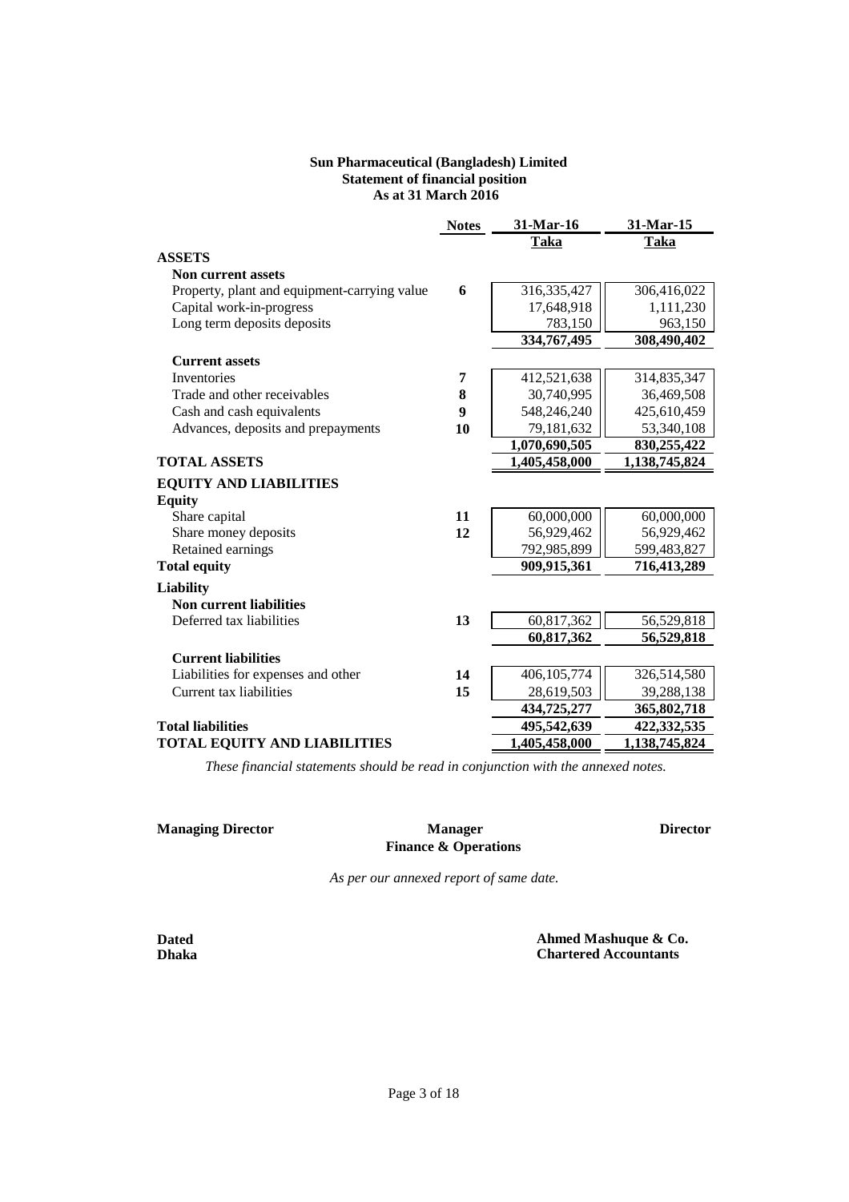**Sun Pharmaceutical (Bangladesh) Limited**
**Statement of financial position**
**As at 31 March 2016**

| | Notes | 31-Mar-16 | 31-Mar-15 |
|---|---|---|---|
| | | Taka | Taka |
| **ASSETS** | | | |
| **Non current assets** | | | |
| Property, plant and equipment-carrying value | 6 | 316,335,427 | 306,416,022 |
| Capital work-in-progress | | 17,648,918 | 1,111,230 |
| Long term deposits deposits | | 783,150 | 963,150 |
| | | **334,767,495** | **308,490,402** |
| **Current assets** | | | |
| Inventories | 7 | 412,521,638 | 314,835,347 |
| Trade and other receivables | 8 | 30,740,995 | 36,469,508 |
| Cash and cash equivalents | 9 | 548,246,240 | 425,610,459 |
| Advances, deposits and prepayments | 10 | 79,181,632 | 53,340,108 |
| | | **1,070,690,505** | **830,255,422** |
| **TOTAL ASSETS** | | **1,405,458,000** | **1,138,745,824** |
| **EQUITY AND LIABILITIES** | | | |
| **Equity** | | | |
| Share capital | 11 | 60,000,000 | 60,000,000 |
| Share money deposits | 12 | 56,929,462 | 56,929,462 |
| Retained earnings | | 792,985,899 | 599,483,827 |
| **Total equity** | | **909,915,361** | **716,413,289** |
| **Liability** | | | |
| **Non current liabilities** | | | |
| Deferred tax liabilities | 13 | 60,817,362 | 56,529,818 |
| | | **60,817,362** | **56,529,818** |
| **Current liabilities** | | | |
| Liabilities for expenses and other | 14 | 406,105,774 | 326,514,580 |
| Current tax liabilities | 15 | 28,619,503 | 39,288,138 |
| | | **434,725,277** | **365,802,718** |
| **Total liabilities** | | **495,542,639** | **422,332,535** |
| **TOTAL EQUITY AND LIABILITIES** | | **1,405,458,000** | **1,138,745,824** |

*These financial statements should be read in conjunction with the annexed notes.*

**Managing Director** | **Manager Finance & Operations** | **Director**

*As per our annexed report of same date.*

**Dated**
**Dhaka**

**Ahmed Mashuque & Co.**
**Chartered Accountants**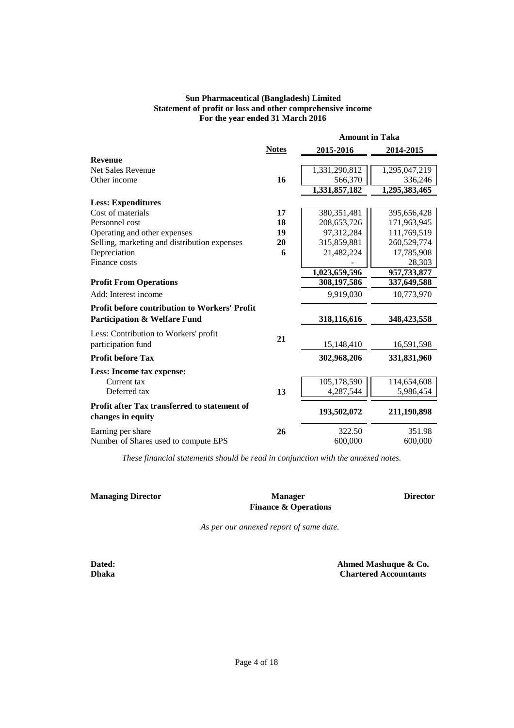**Sun Pharmaceutical (Bangladesh) Limited**
**Statement of profit or loss and other comprehensive income**
**For the year ended 31 March 2016**

| | Notes | Amount in Taka 2015-2016 | Amount in Taka 2014-2015 |
|---|---|---|---|
| **Revenue** | | | |
| Net Sales Revenue | | 1,331,290,812 | 1,295,047,219 |
| Other income | 16 | 566,370 | 336,246 |
| | | **1,331,857,182** | **1,295,383,465** |
| **Less: Expenditures** | | | |
| Cost of materials | 17 | 380,351,481 | 395,656,428 |
| Personnel cost | 18 | 208,653,726 | 171,963,945 |
| Operating and other expenses | 19 | 97,312,284 | 111,769,519 |
| Selling, marketing and distribution expenses | 20 | 315,859,881 | 260,529,774 |
| Depreciation | 6 | 21,482,224 | 17,785,908 |
| Finance costs | | - | 28,303 |
| | | **1,023,659,596** | **957,733,877** |
| **Profit From Operations** | | **308,197,586** | **337,649,588** |
| Add: Interest income | | 9,919,030 | 10,773,970 |
| **Profit before contribution to Workers' Profit Participation & Welfare Fund** | | **318,116,616** | **348,423,558** |
| Less: Contribution to Workers' profit participation fund | 21 | 15,148,410 | 16,591,598 |
| **Profit before Tax** | | **302,968,206** | **331,831,960** |
| **Less: Income tax expense:** | | | |
| Current tax | | 105,178,590 | 114,654,608 |
| Deferred tax | 13 | 4,287,544 | 5,986,454 |
| **Profit after Tax transferred to statement of changes in equity** | | **193,502,072** | **211,190,898** |
| Earning per share | 26 | 322.50 | 351.98 |
| Number of Shares used to compute EPS | | 600,000 | 600,000 |

*These financial statements should be read in conjunction with the annexed notes.*

**Managing Director** | **Manager Finance & Operations** | **Director**

*As per our annexed report of same date.*

**Dated:**
**Dhaka**

**Ahmed Mashuque & Co.**
**Chartered Accountants**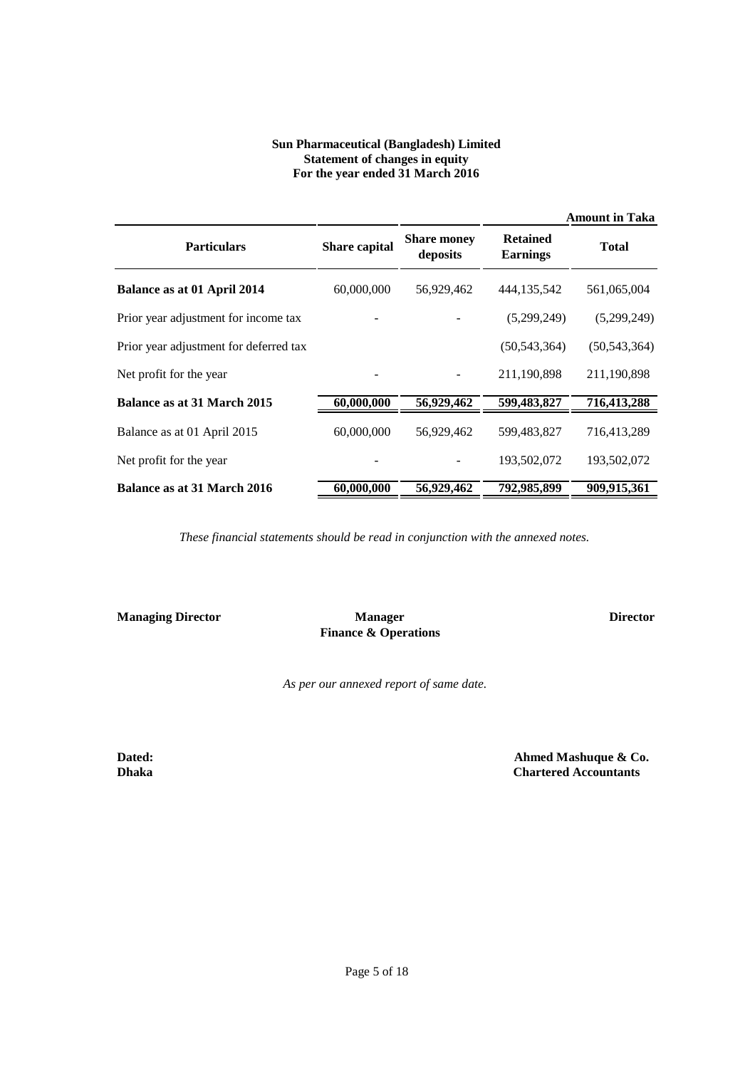**Sun Pharmaceutical (Bangladesh) Limited**
**Statement of changes in equity**
**For the year ended 31 March 2016**

**Amount in Taka**

| Particulars | Share capital | Share money deposits | Retained Earnings | Total |
|---|---|---|---|---|
| **Balance as at 01 April 2014** | 60,000,000 | 56,929,462 | 444,135,542 | 561,065,004 |
| Prior year adjustment for income tax | - | - | (5,299,249) | (5,299,249) |
| Prior year adjustment for deferred tax | | | (50,543,364) | (50,543,364) |
| Net profit for the year | - | - | 211,190,898 | 211,190,898 |
| **Balance as at 31 March 2015** | **60,000,000** | **56,929,462** | **599,483,827** | **716,413,288** |
| Balance as at 01 April 2015 | 60,000,000 | 56,929,462 | 599,483,827 | 716,413,289 |
| Net profit for the year | - | - | 193,502,072 | 193,502,072 |
| **Balance as at 31 March 2016** | **60,000,000** | **56,929,462** | **792,985,899** | **909,915,361** |

*These financial statements should be read in conjunction with the annexed notes.*

**Managing Director** | **Manager Finance & Operations** | **Director**

*As per our annexed report of same date.*

**Dated:**
**Dhaka**

**Ahmed Mashuque & Co.**
**Chartered Accountants**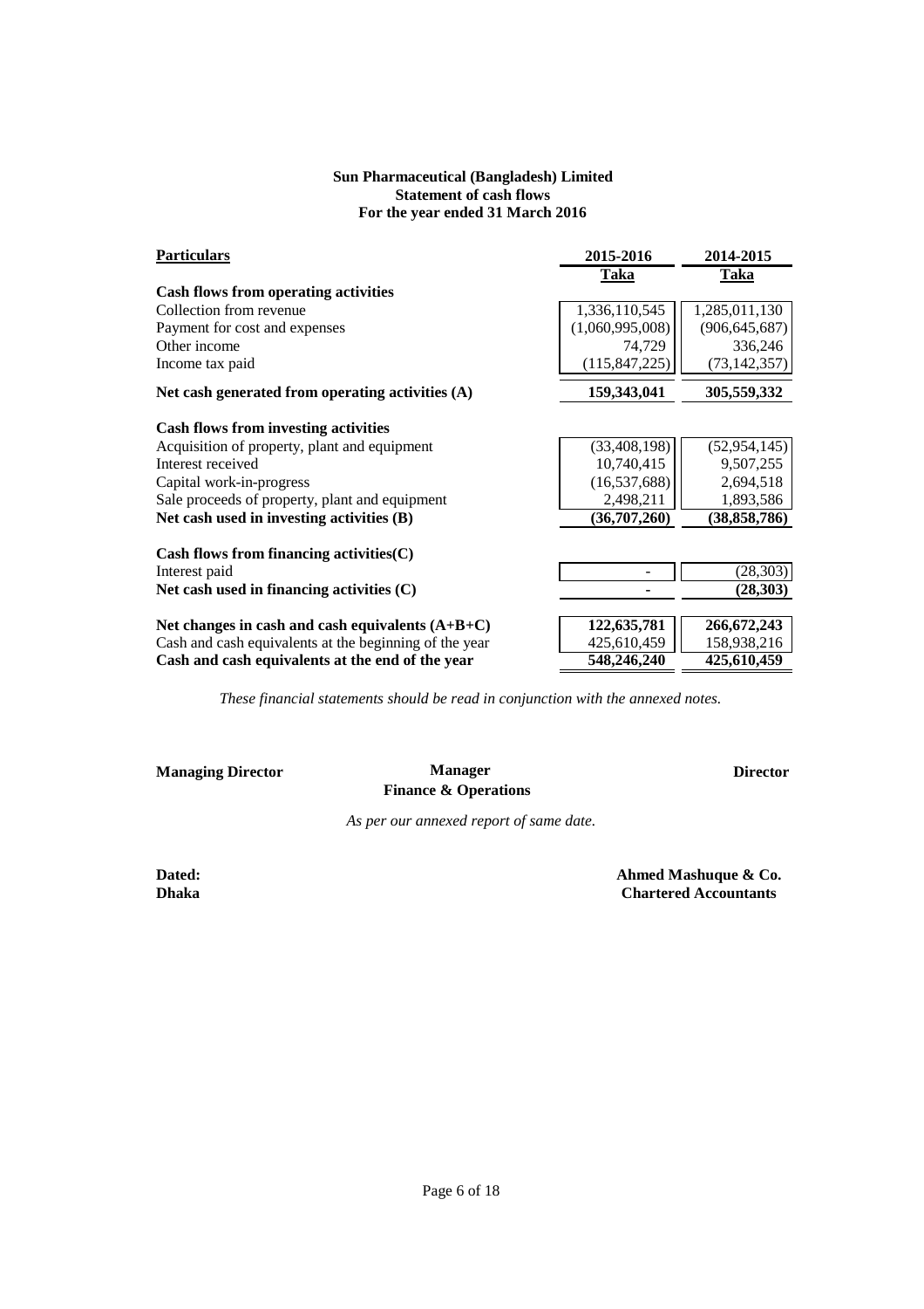**Sun Pharmaceutical (Bangladesh) Limited**
**Statement of cash flows**
**For the year ended 31 March 2016**

| **Particulars** | **2015-2016** | **2014-2015** |
|---|---|---|
| | **Taka** | **Taka** |
| **Cash flows from operating activities** | | |
| Collection from revenue | 1,336,110,545 | 1,285,011,130 |
| Payment for cost and expenses | (1,060,995,008) | (906,645,687) |
| Other income | 74,729 | 336,246 |
| Income tax paid | (115,847,225) | (73,142,357) |
| **Net cash generated from operating activities (A)** | **159,343,041** | **305,559,332** |
| **Cash flows from investing activities** | | |
| Acquisition of property, plant and equipment | (33,408,198) | (52,954,145) |
| Interest received | 10,740,415 | 9,507,255 |
| Capital work-in-progress | (16,537,688) | 2,694,518 |
| Sale proceeds of property, plant and equipment | 2,498,211 | 1,893,586 |
| **Net cash used in investing activities (B)** | **(36,707,260)** | **(38,858,786)** |
| **Cash flows from financing activities(C)** | | |
| Interest paid | - | (28,303) |
| **Net cash used in financing activities (C)** | **-** | **(28,303)** |
| **Net changes in cash and cash equivalents (A+B+C)** | **122,635,781** | **266,672,243** |
| Cash and cash equivalents at the beginning of the year | 425,610,459 | 158,938,216 |
| **Cash and cash equivalents at the end of the year** | **548,246,240** | **425,610,459** |

*These financial statements should be read in conjunction with the annexed notes.*

**Managing Director** | **Manager Finance & Operations** | **Director**

*As per our annexed report of same date.*

**Dated:**
**Dhaka**

**Ahmed Mashuque & Co.**
**Chartered Accountants**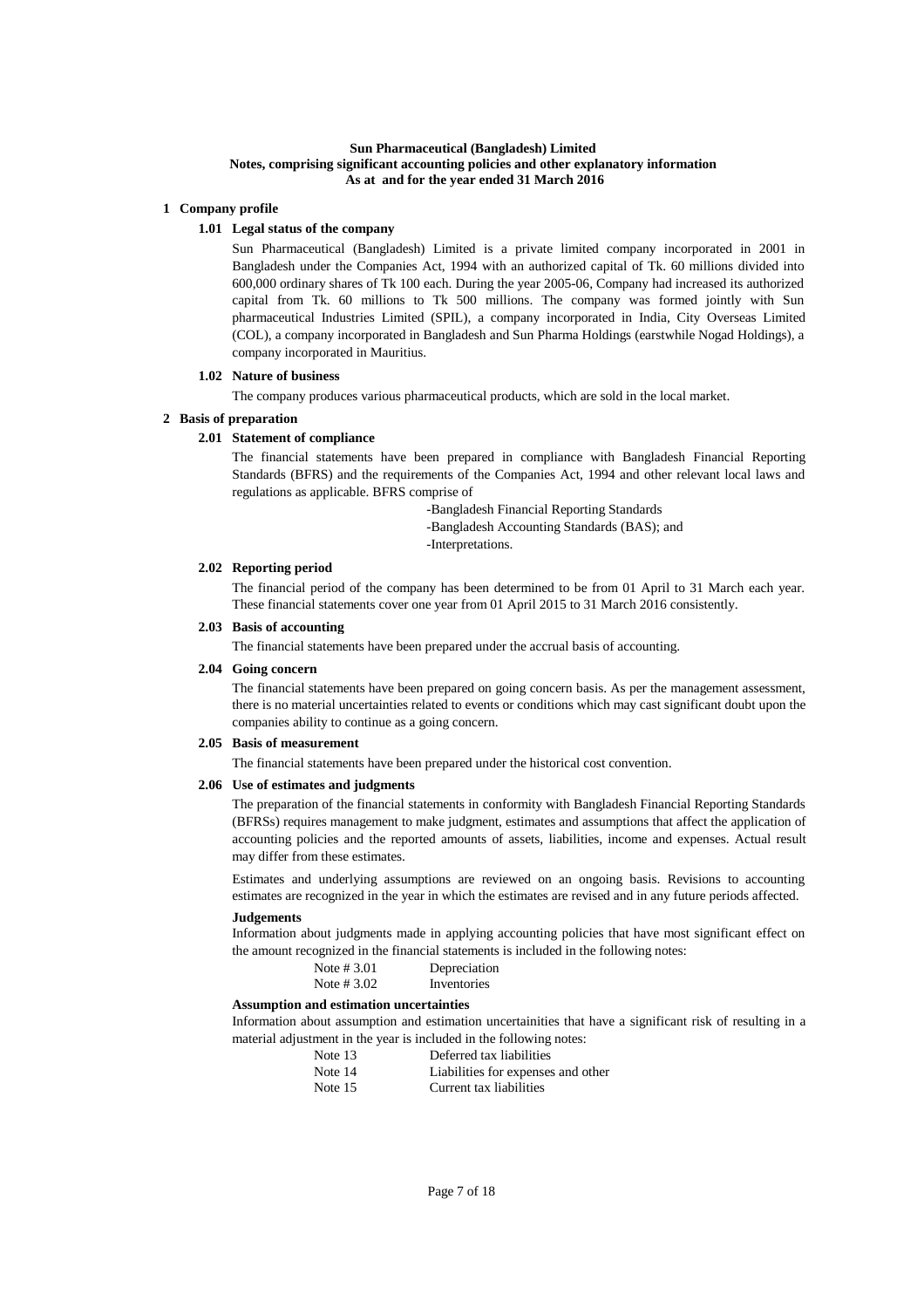**Sun Pharmaceutical (Bangladesh) Limited**
**Notes, comprising significant accounting policies and other explanatory information**
**As at and for the year ended 31 March 2016**

## 1 Company profile

### 1.01 Legal status of the company

Sun Pharmaceutical (Bangladesh) Limited is a private limited company incorporated in 2001 in Bangladesh under the Companies Act, 1994 with an authorized capital of Tk. 60 millions divided into 600,000 ordinary shares of Tk 100 each. During the year 2005-06, Company had increased its authorized capital from Tk. 60 millions to Tk 500 millions. The company was formed jointly with Sun pharmaceutical Industries Limited (SPIL), a company incorporated in India, City Overseas Limited (COL), a company incorporated in Bangladesh and Sun Pharma Holdings (earstwhile Nogad Holdings), a company incorporated in Mauritius.

### 1.02 Nature of business

The company produces various pharmaceutical products, which are sold in the local market.

## 2 Basis of preparation

### 2.01 Statement of compliance

The financial statements have been prepared in compliance with Bangladesh Financial Reporting Standards (BFRS) and the requirements of the Companies Act, 1994 and other relevant local laws and regulations as applicable. BFRS comprise of

-Bangladesh Financial Reporting Standards
-Bangladesh Accounting Standards (BAS); and
-Interpretations.

### 2.02 Reporting period

The financial period of the company has been determined to be from 01 April to 31 March each year. These financial statements cover one year from 01 April 2015 to 31 March 2016 consistently.

### 2.03 Basis of accounting

The financial statements have been prepared under the accrual basis of accounting.

### 2.04 Going concern

The financial statements have been prepared on going concern basis. As per the management assessment, there is no material uncertainties related to events or conditions which may cast significant doubt upon the companies ability to continue as a going concern.

### 2.05 Basis of measurement

The financial statements have been prepared under the historical cost convention.

### 2.06 Use of estimates and judgments

The preparation of the financial statements in conformity with Bangladesh Financial Reporting Standards (BFRSs) requires management to make judgment, estimates and assumptions that affect the application of accounting policies and the reported amounts of assets, liabilities, income and expenses. Actual result may differ from these estimates.

Estimates and underlying assumptions are reviewed on an ongoing basis. Revisions to accounting estimates are recognized in the year in which the estimates are revised and in any future periods affected.

**Judgements**

Information about judgments made in applying accounting policies that have most significant effect on the amount recognized in the financial statements is included in the following notes:

| | |
|---|---|
| Note # 3.01 | Depreciation |
| Note # 3.02 | Inventories |

**Assumption and estimation uncertainties**

Information about assumption and estimation uncertainities that have a significant risk of resulting in a material adjustment in the year is included in the following notes:

| | |
|---|---|
| Note 13 | Deferred tax liabilities |
| Note 14 | Liabilities for expenses and other |
| Note 15 | Current tax liabilities |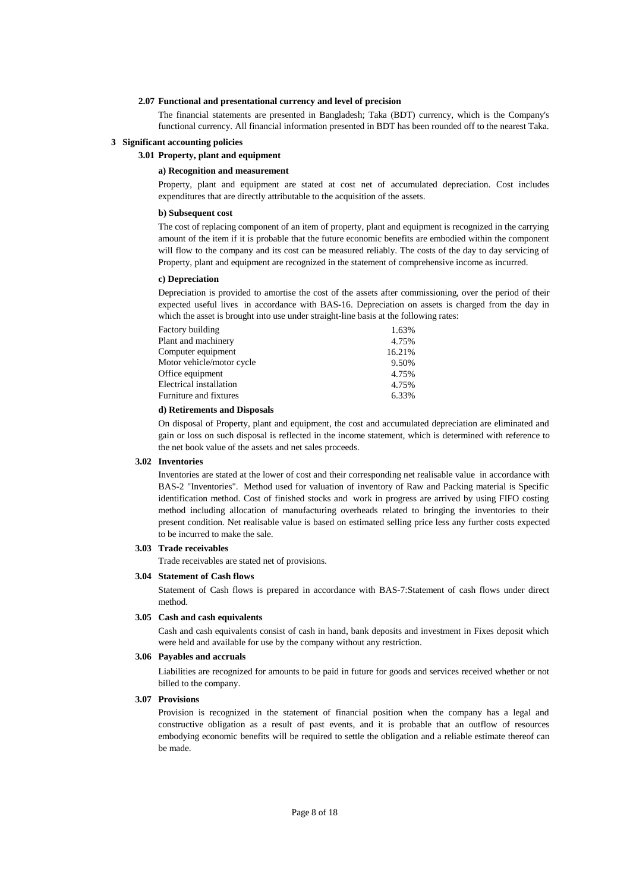### 2.07 Functional and presentational currency and level of precision

The financial statements are presented in Bangladesh; Taka (BDT) currency, which is the Company's functional currency. All financial information presented in BDT has been rounded off to the nearest Taka.

## 3 Significant accounting policies

### 3.01 Property, plant and equipment

**a) Recognition and measurement**

Property, plant and equipment are stated at cost net of accumulated depreciation. Cost includes expenditures that are directly attributable to the acquisition of the assets.

**b) Subsequent cost**

The cost of replacing component of an item of property, plant and equipment is recognized in the carrying amount of the item if it is probable that the future economic benefits are embodied within the component will flow to the company and its cost can be measured reliably. The costs of the day to day servicing of Property, plant and equipment are recognized in the statement of comprehensive income as incurred.

**c) Depreciation**

Depreciation is provided to amortise the cost of the assets after commissioning, over the period of their expected useful lives in accordance with BAS-16. Depreciation on assets is charged from the day in which the asset is brought into use under straight-line basis at the following rates:

| | |
|---|---|
| Factory building | 1.63% |
| Plant and machinery | 4.75% |
| Computer equipment | 16.21% |
| Motor vehicle/motor cycle | 9.50% |
| Office equipment | 4.75% |
| Electrical installation | 4.75% |
| Furniture and fixtures | 6.33% |

**d) Retirements and Disposals**

On disposal of Property, plant and equipment, the cost and accumulated depreciation are eliminated and gain or loss on such disposal is reflected in the income statement, which is determined with reference to the net book value of the assets and net sales proceeds.

### 3.02 Inventories

Inventories are stated at the lower of cost and their corresponding net realisable value in accordance with BAS-2 "Inventories". Method used for valuation of inventory of Raw and Packing material is Specific identification method. Cost of finished stocks and work in progress are arrived by using FIFO costing method including allocation of manufacturing overheads related to bringing the inventories to their present condition. Net realisable value is based on estimated selling price less any further costs expected to be incurred to make the sale.

### 3.03 Trade receivables

Trade receivables are stated net of provisions.

### 3.04 Statement of Cash flows

Statement of Cash flows is prepared in accordance with BAS-7:Statement of cash flows under direct method.

### 3.05 Cash and cash equivalents

Cash and cash equivalents consist of cash in hand, bank deposits and investment in Fixes deposit which were held and available for use by the company without any restriction.

### 3.06 Payables and accruals

Liabilities are recognized for amounts to be paid in future for goods and services received whether or not billed to the company.

### 3.07 Provisions

Provision is recognized in the statement of financial position when the company has a legal and constructive obligation as a result of past events, and it is probable that an outflow of resources embodying economic benefits will be required to settle the obligation and a reliable estimate thereof can be made.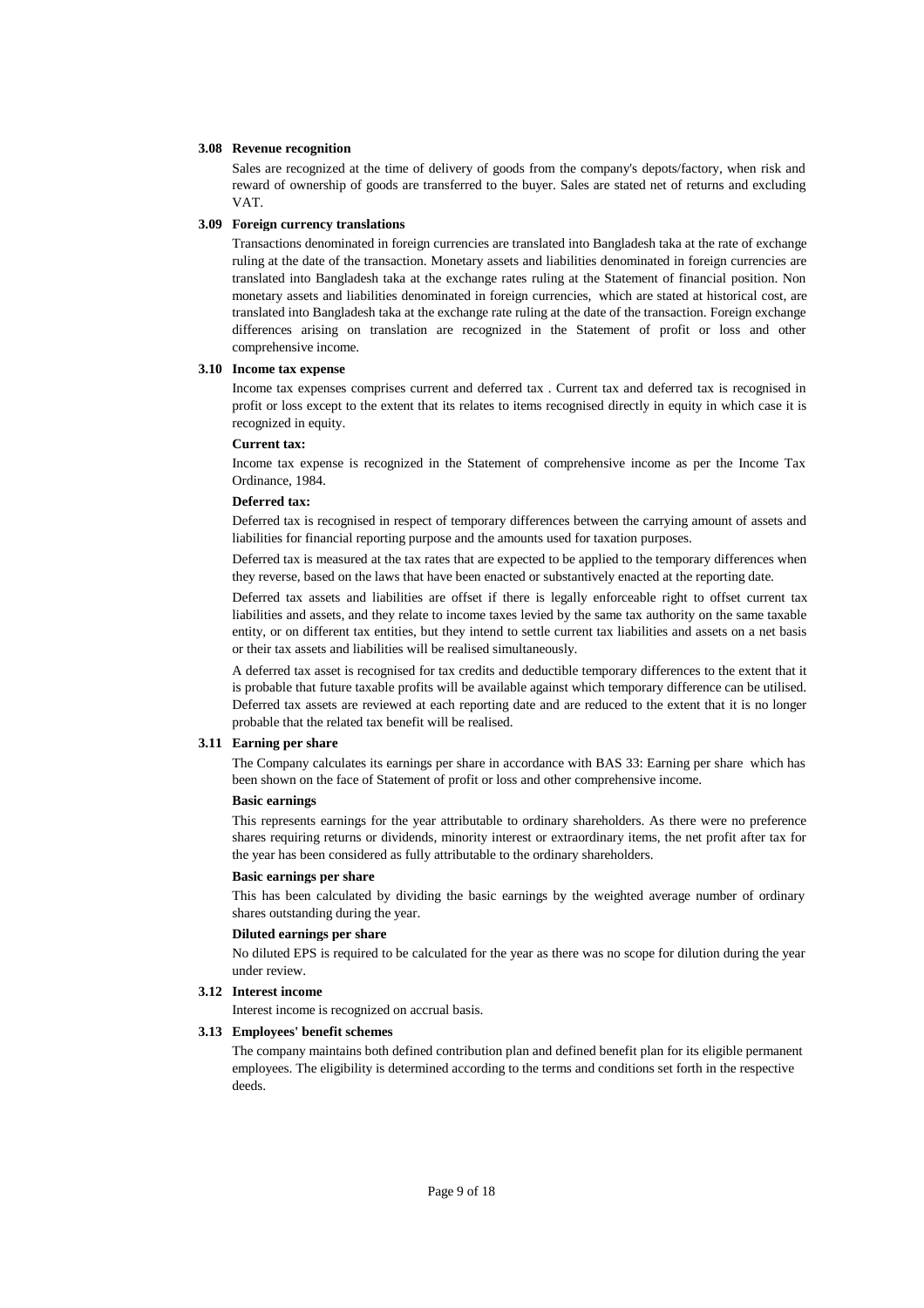### 3.08 Revenue recognition

Sales are recognized at the time of delivery of goods from the company's depots/factory, when risk and reward of ownership of goods are transferred to the buyer. Sales are stated net of returns and excluding VAT.

### 3.09 Foreign currency translations

Transactions denominated in foreign currencies are translated into Bangladesh taka at the rate of exchange ruling at the date of the transaction. Monetary assets and liabilities denominated in foreign currencies are translated into Bangladesh taka at the exchange rates ruling at the Statement of financial position. Non monetary assets and liabilities denominated in foreign currencies, which are stated at historical cost, are translated into Bangladesh taka at the exchange rate ruling at the date of the transaction. Foreign exchange differences arising on translation are recognized in the Statement of profit or loss and other comprehensive income.

### 3.10 Income tax expense

Income tax expenses comprises current and deferred tax . Current tax and deferred tax is recognised in profit or loss except to the extent that its relates to items recognised directly in equity in which case it is recognized in equity.

**Current tax:**

Income tax expense is recognized in the Statement of comprehensive income as per the Income Tax Ordinance, 1984.

**Deferred tax:**

Deferred tax is recognised in respect of temporary differences between the carrying amount of assets and liabilities for financial reporting purpose and the amounts used for taxation purposes.

Deferred tax is measured at the tax rates that are expected to be applied to the temporary differences when they reverse, based on the laws that have been enacted or substantively enacted at the reporting date.

Deferred tax assets and liabilities are offset if there is legally enforceable right to offset current tax liabilities and assets, and they relate to income taxes levied by the same tax authority on the same taxable entity, or on different tax entities, but they intend to settle current tax liabilities and assets on a net basis or their tax assets and liabilities will be realised simultaneously.

A deferred tax asset is recognised for tax credits and deductible temporary differences to the extent that it is probable that future taxable profits will be available against which temporary difference can be utilised. Deferred tax assets are reviewed at each reporting date and are reduced to the extent that it is no longer probable that the related tax benefit will be realised.

### 3.11 Earning per share

The Company calculates its earnings per share in accordance with BAS 33: Earning per share which has been shown on the face of Statement of profit or loss and other comprehensive income.

**Basic earnings**

This represents earnings for the year attributable to ordinary shareholders. As there were no preference shares requiring returns or dividends, minority interest or extraordinary items, the net profit after tax for the year has been considered as fully attributable to the ordinary shareholders.

**Basic earnings per share**

This has been calculated by dividing the basic earnings by the weighted average number of ordinary shares outstanding during the year.

**Diluted earnings per share**

No diluted EPS is required to be calculated for the year as there was no scope for dilution during the year under review.

### 3.12 Interest income

Interest income is recognized on accrual basis.

### 3.13 Employees' benefit schemes

The company maintains both defined contribution plan and defined benefit plan for its eligible permanent employees. The eligibility is determined according to the terms and conditions set forth in the respective deeds.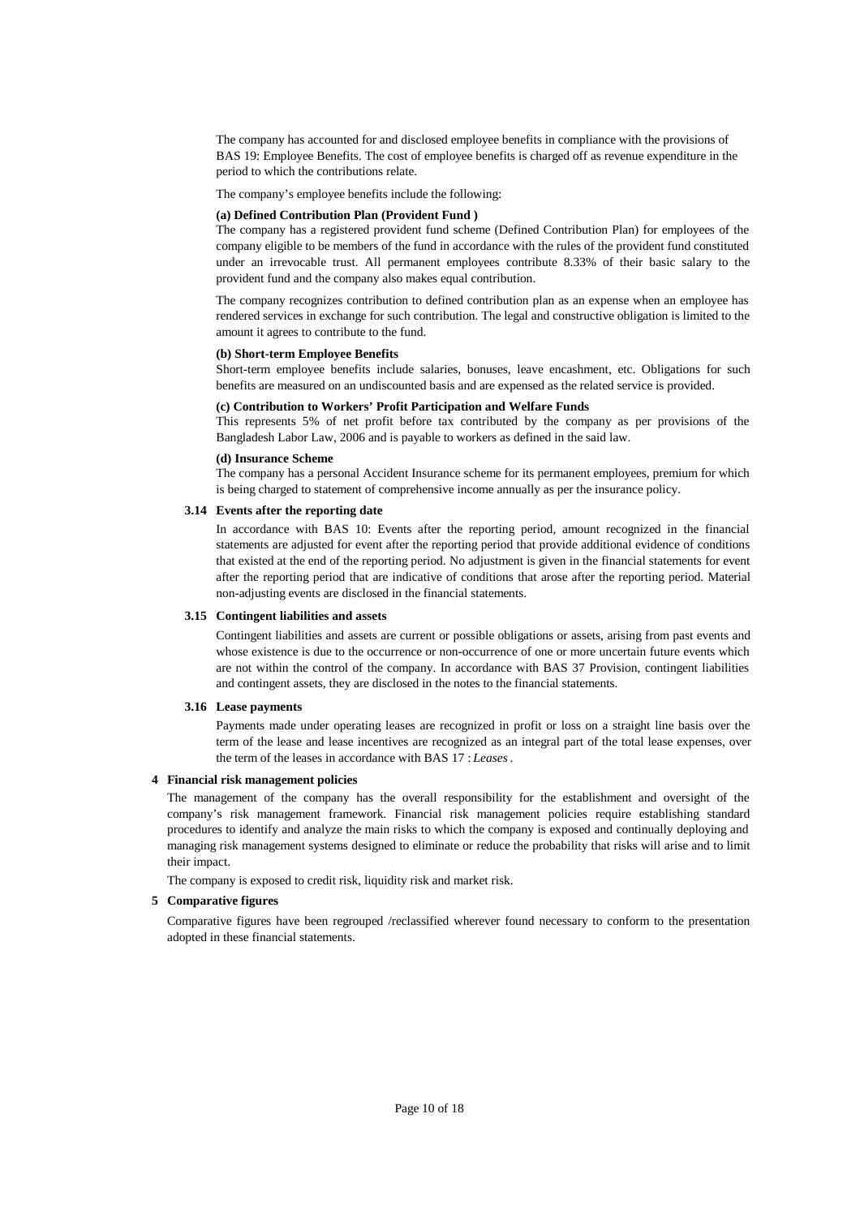The company has accounted for and disclosed employee benefits in compliance with the provisions of BAS 19: Employee Benefits. The cost of employee benefits is charged off as revenue expenditure in the period to which the contributions relate.

The company's employee benefits include the following:

**(a) Defined Contribution Plan (Provident Fund )**

The company has a registered provident fund scheme (Defined Contribution Plan) for employees of the company eligible to be members of the fund in accordance with the rules of the provident fund constituted under an irrevocable trust. All permanent employees contribute 8.33% of their basic salary to the provident fund and the company also makes equal contribution.

The company recognizes contribution to defined contribution plan as an expense when an employee has rendered services in exchange for such contribution. The legal and constructive obligation is limited to the amount it agrees to contribute to the fund.

**(b) Short-term Employee Benefits**

Short-term employee benefits include salaries, bonuses, leave encashment, etc. Obligations for such benefits are measured on an undiscounted basis and are expensed as the related service is provided.

**(c) Contribution to Workers' Profit Participation and Welfare Funds**

This represents 5% of net profit before tax contributed by the company as per provisions of the Bangladesh Labor Law, 2006 and is payable to workers as defined in the said law.

**(d) Insurance Scheme**

The company has a personal Accident Insurance scheme for its permanent employees, premium for which is being charged to statement of comprehensive income annually as per the insurance policy.

### 3.14 Events after the reporting date

In accordance with BAS 10: Events after the reporting period, amount recognized in the financial statements are adjusted for event after the reporting period that provide additional evidence of conditions that existed at the end of the reporting period. No adjustment is given in the financial statements for event after the reporting period that are indicative of conditions that arose after the reporting period. Material non-adjusting events are disclosed in the financial statements.

### 3.15 Contingent liabilities and assets

Contingent liabilities and assets are current or possible obligations or assets, arising from past events and whose existence is due to the occurrence or non-occurrence of one or more uncertain future events which are not within the control of the company. In accordance with BAS 37 Provision, contingent liabilities and contingent assets, they are disclosed in the notes to the financial statements.

### 3.16 Lease payments

Payments made under operating leases are recognized in profit or loss on a straight line basis over the term of the lease and lease incentives are recognized as an integral part of the total lease expenses, over the term of the leases in accordance with BAS 17 : *Leases* .

## 4 Financial risk management policies

The management of the company has the overall responsibility for the establishment and oversight of the company's risk management framework. Financial risk management policies require establishing standard procedures to identify and analyze the main risks to which the company is exposed and continually deploying and managing risk management systems designed to eliminate or reduce the probability that risks will arise and to limit their impact.

The company is exposed to credit risk, liquidity risk and market risk.

## 5 Comparative figures

Comparative figures have been regrouped /reclassified wherever found necessary to conform to the presentation adopted in these financial statements.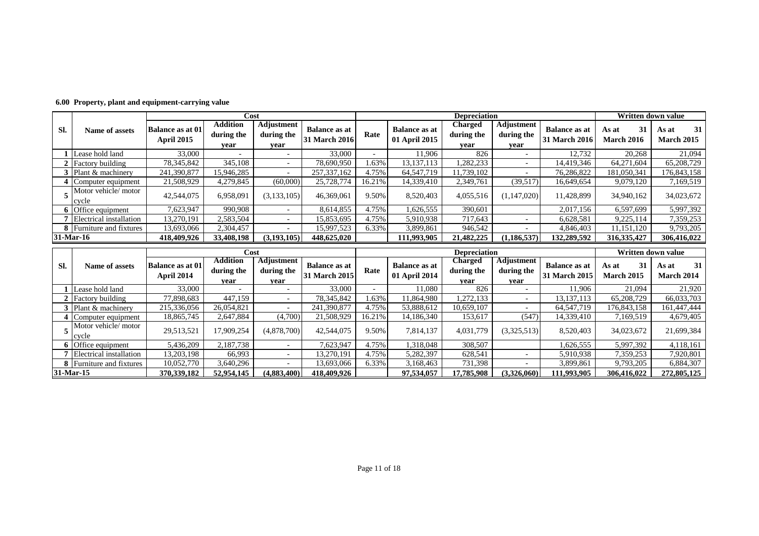**6.00 Property, plant and equipment-carrying value**

| Sl. | Name of assets | Cost | | | | Depreciation | | | | | Written down value | |
|---|---|---|---|---|---|---|---|---|---|---|---|---|
| | | Balance as at 01 April 2015 | Addition during the year | Adjustment during the year | Balance as at 31 March 2016 | Rate | Balance as at 01 April 2015 | Charged during the year | Adjustment during the year | Balance as at 31 March 2016 | As at 31 March 2016 | As at 31 March 2015 |
| 1 | Lease hold land | 33,000 | - | - | 33,000 | - | 11,906 | 826 | - | 12,732 | 20,268 | 21,094 |
| 2 | Factory building | 78,345,842 | 345,108 | - | 78,690,950 | 1.63% | 13,137,113 | 1,282,233 | - | 14,419,346 | 64,271,604 | 65,208,729 |
| 3 | Plant & machinery | 241,390,877 | 15,946,285 | - | 257,337,162 | 4.75% | 64,547,719 | 11,739,102 | - | 76,286,822 | 181,050,341 | 176,843,158 |
| 4 | Computer equipment | 21,508,929 | 4,279,845 | (60,000) | 25,728,774 | 16.21% | 14,339,410 | 2,349,761 | (39,517) | 16,649,654 | 9,079,120 | 7,169,519 |
| 5 | Motor vehicle/ motor cycle | 42,544,075 | 6,958,091 | (3,133,105) | 46,369,061 | 9.50% | 8,520,403 | 4,055,516 | (1,147,020) | 11,428,899 | 34,940,162 | 34,023,672 |
| 6 | Office equipment | 7,623,947 | 990,908 | - | 8,614,855 | 4.75% | 1,626,555 | 390,601 | | 2,017,156 | 6,597,699 | 5,997,392 |
| 7 | Electrical installation | 13,270,191 | 2,583,504 | - | 15,853,695 | 4.75% | 5,910,938 | 717,643 | - | 6,628,581 | 9,225,114 | 7,359,253 |
| 8 | Furniture and fixtures | 13,693,066 | 2,304,457 | - | 15,997,523 | 6.33% | 3,899,861 | 946,542 | - | 4,846,403 | 11,151,120 | 9,793,205 |
| **31-Mar-16** | | **418,409,926** | **33,408,198** | **(3,193,105)** | **448,625,020** | | **111,993,905** | **21,482,225** | **(1,186,537)** | **132,289,592** | **316,335,427** | **306,416,022** |

| Sl. | Name of assets | Cost | | | | Depreciation | | | | | Written down value | |
|---|---|---|---|---|---|---|---|---|---|---|---|---|
| | | Balance as at 01 April 2014 | Addition during the year | Adjustment during the year | Balance as at 31 March 2015 | Rate | Balance as at 01 April 2014 | Charged during the year | Adjustment during the year | Balance as at 31 March 2015 | As at 31 March 2015 | As at 31 March 2014 |
| 1 | Lease hold land | 33,000 | - | - | 33,000 | - | 11,080 | 826 | - | 11,906 | 21,094 | 21,920 |
| 2 | Factory building | 77,898,683 | 447,159 | - | 78,345,842 | 1.63% | 11,864,980 | 1,272,133 | - | 13,137,113 | 65,208,729 | 66,033,703 |
| 3 | Plant & machinery | 215,336,056 | 26,054,821 | - | 241,390,877 | 4.75% | 53,888,612 | 10,659,107 | - | 64,547,719 | 176,843,158 | 161,447,444 |
| 4 | Computer equipment | 18,865,745 | 2,647,884 | (4,700) | 21,508,929 | 16.21% | 14,186,340 | 153,617 | (547) | 14,339,410 | 7,169,519 | 4,679,405 |
| 5 | Motor vehicle/ motor cycle | 29,513,521 | 17,909,254 | (4,878,700) | 42,544,075 | 9.50% | 7,814,137 | 4,031,779 | (3,325,513) | 8,520,403 | 34,023,672 | 21,699,384 |
| 6 | Office equipment | 5,436,209 | 2,187,738 | - | 7,623,947 | 4.75% | 1,318,048 | 308,507 | | 1,626,555 | 5,997,392 | 4,118,161 |
| 7 | Electrical installation | 13,203,198 | 66,993 | - | 13,270,191 | 4.75% | 5,282,397 | 628,541 | - | 5,910,938 | 7,359,253 | 7,920,801 |
| 8 | Furniture and fixtures | 10,052,770 | 3,640,296 | - | 13,693,066 | 6.33% | 3,168,463 | 731,398 | - | 3,899,861 | 9,793,205 | 6,884,307 |
| **31-Mar-15** | | **370,339,182** | **52,954,145** | **(4,883,400)** | **418,409,926** | | **97,534,057** | **17,785,908** | **(3,326,060)** | **111,993,905** | **306,416,022** | **272,805,125** |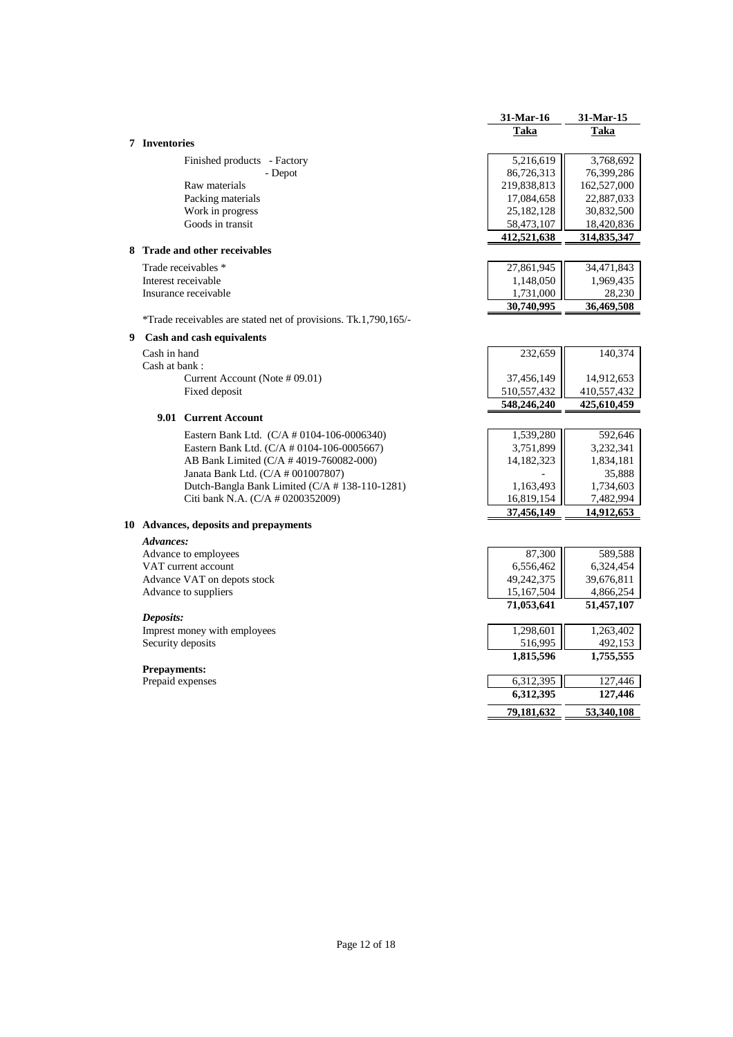| | 31-Mar-16 | 31-Mar-15 |
|---|---|---|
| | **Taka** | **Taka** |
| **7 Inventories** | | |
| Finished products - Factory | 5,216,619 | 3,768,692 |
| - Depot | 86,726,313 | 76,399,286 |
| Raw materials | 219,838,813 | 162,527,000 |
| Packing materials | 17,084,658 | 22,887,033 |
| Work in progress | 25,182,128 | 30,832,500 |
| Goods in transit | 58,473,107 | 18,420,836 |
| | **412,521,638** | **314,835,347** |
| **8 Trade and other receivables** | | |
| Trade receivables * | 27,861,945 | 34,471,843 |
| Interest receivable | 1,148,050 | 1,969,435 |
| Insurance receivable | 1,731,000 | 28,230 |
| | **30,740,995** | **36,469,508** |

*Trade receivables are stated net of provisions. Tk.1,790,165/-

| | 31-Mar-16 | 31-Mar-15 |
|---|---|---|
| **9 Cash and cash equivalents** | | |
| Cash in hand | 232,659 | 140,374 |
| Cash at bank : | | |
| Current Account (Note # 09.01) | 37,456,149 | 14,912,653 |
| Fixed deposit | 510,557,432 | 410,557,432 |
| | **548,246,240** | **425,610,459** |
| **9.01 Current Account** | | |
| Eastern Bank Ltd. (C/A # 0104-106-0006340) | 1,539,280 | 592,646 |
| Eastern Bank Ltd. (C/A # 0104-106-0005667) | 3,751,899 | 3,232,341 |
| AB Bank Limited (C/A # 4019-760082-000) | 14,182,323 | 1,834,181 |
| Janata Bank Ltd. (C/A # 001007807) | - | 35,888 |
| Dutch-Bangla Bank Limited (C/A # 138-110-1281) | 1,163,493 | 1,734,603 |
| Citi bank N.A. (C/A # 0200352009) | 16,819,154 | 7,482,994 |
| | **37,456,149** | **14,912,653** |
| **10 Advances, deposits and prepayments** | | |
| ***Advances:*** | | |
| Advance to employees | 87,300 | 589,588 |
| VAT current account | 6,556,462 | 6,324,454 |
| Advance VAT on depots stock | 49,242,375 | 39,676,811 |
| Advance to suppliers | 15,167,504 | 4,866,254 |
| | **71,053,641** | **51,457,107** |
| ***Deposits:*** | | |
| Imprest money with employees | 1,298,601 | 1,263,402 |
| Security deposits | 516,995 | 492,153 |
| | **1,815,596** | **1,755,555** |
| **Prepayments:** | | |
| Prepaid expenses | 6,312,395 | 127,446 |
| | **6,312,395** | **127,446** |
| | **79,181,632** | **53,340,108** |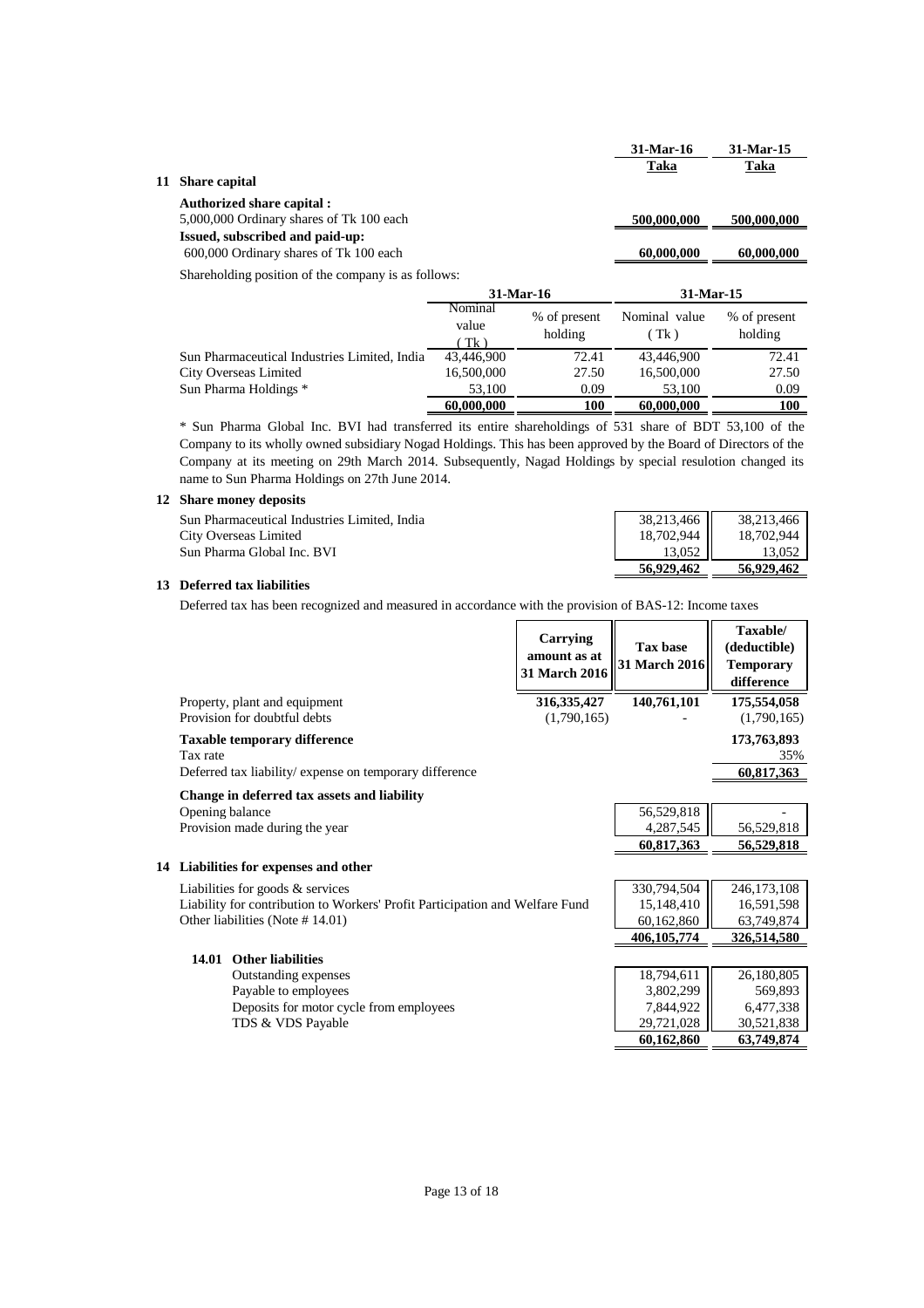| | 31-Mar-16 | 31-Mar-15 |
|---|---|---|
| | Taka | Taka |

## 11 Share capital

| | 31-Mar-16 | 31-Mar-15 |
|---|---|---|
| **Authorized share capital :** | | |
| 5,000,000 Ordinary shares of Tk 100 each | 500,000,000 | 500,000,000 |
| **Issued, subscribed and paid-up:** | | |
| 600,000 Ordinary shares of Tk 100 each | 60,000,000 | 60,000,000 |

Shareholding position of the company is as follows:

| | 31-Mar-16 | | 31-Mar-15 | |
|---|---|---|---|---|
| | Nominal value ( Tk ) | % of present holding | Nominal value ( Tk ) | % of present holding |
| Sun Pharmaceutical Industries Limited, India | 43,446,900 | 72.41 | 43,446,900 | 72.41 |
| City Overseas Limited | 16,500,000 | 27.50 | 16,500,000 | 27.50 |
| Sun Pharma Holdings * | 53,100 | 0.09 | 53,100 | 0.09 |
| | **60,000,000** | **100** | **60,000,000** | **100** |

* Sun Pharma Global Inc. BVI had transferred its entire shareholdings of 531 share of BDT 53,100 of the Company to its wholly owned subsidiary Nogad Holdings. This has been approved by the Board of Directors of the Company at its meeting on 29th March 2014. Subsequently, Nagad Holdings by special resulotion changed its name to Sun Pharma Holdings on 27th June 2014.

## 12 Share money deposits

| | 31-Mar-16 | 31-Mar-15 |
|---|---|---|
| Sun Pharmaceutical Industries Limited, India | 38,213,466 | 38,213,466 |
| City Overseas Limited | 18,702,944 | 18,702,944 |
| Sun Pharma Global Inc. BVI | 13,052 | 13,052 |
| | **56,929,462** | **56,929,462** |

## 13 Deferred tax liabilities

Deferred tax has been recognized and measured in accordance with the provision of BAS-12: Income taxes

| | Carrying amount as at 31 March 2016 | Tax base 31 March 2016 | Taxable/ (deductible) Temporary difference |
|---|---|---|---|
| Property, plant and equipment | **316,335,427** | **140,761,101** | **175,554,058** |
| Provision for doubtful debts | (1,790,165) | - | (1,790,165) |
| **Taxable temporary difference** | | | **173,763,893** |
| Tax rate | | | 35% |
| Deferred tax liability/ expense on temporary difference | | | **60,817,363** |

**Change in deferred tax assets and liability**

| | 31-Mar-16 | 31-Mar-15 |
|---|---|---|
| Opening balance | 56,529,818 | - |
| Provision made during the year | 4,287,545 | 56,529,818 |
| | **60,817,363** | **56,529,818** |

## 14 Liabilities for expenses and other

| | 31-Mar-16 | 31-Mar-15 |
|---|---|---|
| Liabilities for goods & services | 330,794,504 | 246,173,108 |
| Liability for contribution to Workers' Profit Participation and Welfare Fund | 15,148,410 | 16,591,598 |
| Other liabilities (Note # 14.01) | 60,162,860 | 63,749,874 |
| | **406,105,774** | **326,514,580** |

### 14.01 Other liabilities

| | 31-Mar-16 | 31-Mar-15 |
|---|---|---|
| Outstanding expenses | 18,794,611 | 26,180,805 |
| Payable to employees | 3,802,299 | 569,893 |
| Deposits for motor cycle from employees | 7,844,922 | 6,477,338 |
| TDS & VDS Payable | 29,721,028 | 30,521,838 |
| | **60,162,860** | **63,749,874** |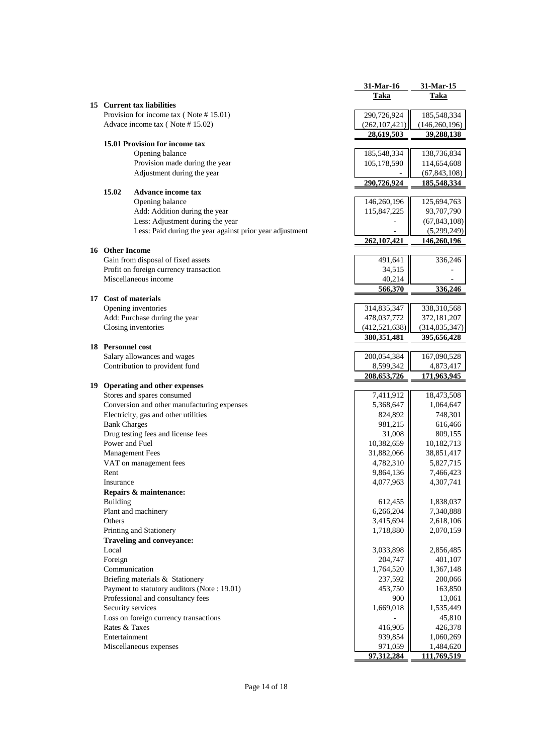| | 31-Mar-16 | 31-Mar-15 |
|---|---|---|
| | **Taka** | **Taka** |
| **15 Current tax liabilities** | | |
| Provision for income tax ( Note # 15.01) | 290,726,924 | 185,548,334 |
| Advace income tax ( Note # 15.02) | (262,107,421) | (146,260,196) |
| | **28,619,503** | **39,288,138** |
| **15.01 Provision for income tax** | | |
| Opening balance | 185,548,334 | 138,736,834 |
| Provision made during the year | 105,178,590 | 114,654,608 |
| Adjustment during the year | - | (67,843,108) |
| | **290,726,924** | **185,548,334** |
| **15.02 Advance income tax** | | |
| Opening balance | 146,260,196 | 125,694,763 |
| Add: Addition during the year | 115,847,225 | 93,707,790 |
| Less: Adjustment during the year | - | (67,843,108) |
| Less: Paid during the year against prior year adjustment | - | (5,299,249) |
| | **262,107,421** | **146,260,196** |
| **16 Other Income** | | |
| Gain from disposal of fixed assets | 491,641 | 336,246 |
| Profit on foreign currency transaction | 34,515 | - |
| Miscellaneous income | 40,214 | - |
| | **566,370** | **336,246** |
| **17 Cost of materials** | | |
| Opening inventories | 314,835,347 | 338,310,568 |
| Add: Purchase during the year | 478,037,772 | 372,181,207 |
| Closing inventories | (412,521,638) | (314,835,347) |
| | **380,351,481** | **395,656,428** |
| **18 Personnel cost** | | |
| Salary allowances and wages | 200,054,384 | 167,090,528 |
| Contribution to provident fund | 8,599,342 | 4,873,417 |
| | **208,653,726** | **171,963,945** |
| **19 Operating and other expenses** | | |
| Stores and spares consumed | 7,411,912 | 18,473,508 |
| Conversion and other manufacturing expenses | 5,368,647 | 1,064,647 |
| Electricity, gas and other utilities | 824,892 | 748,301 |
| Bank Charges | 981,215 | 616,466 |
| Drug testing fees and license fees | 31,008 | 809,155 |
| Power and Fuel | 10,382,659 | 10,182,713 |
| Management Fees | 31,882,066 | 38,851,417 |
| VAT on management fees | 4,782,310 | 5,827,715 |
| Rent | 9,864,136 | 7,466,423 |
| Insurance | 4,077,963 | 4,307,741 |
| **Repairs & maintenance:** | | |
| Building | 612,455 | 1,838,037 |
| Plant and machinery | 6,266,204 | 7,340,888 |
| Others | 3,415,694 | 2,618,106 |
| Printing and Stationery | 1,718,880 | 2,070,159 |
| **Traveling and conveyance:** | | |
| Local | 3,033,898 | 2,856,485 |
| Foreign | 204,747 | 401,107 |
| Communication | 1,764,520 | 1,367,148 |
| Briefing materials & Stationery | 237,592 | 200,066 |
| Payment to statutory auditors (Note : 19.01) | 453,750 | 163,850 |
| Professional and consultancy fees | 900 | 13,061 |
| Security services | 1,669,018 | 1,535,449 |
| Loss on foreign currency transactions | - | 45,810 |
| Rates & Taxes | 416,905 | 426,378 |
| Entertainment | 939,854 | 1,060,269 |
| Miscellaneous expenses | 971,059 | 1,484,620 |
| | **97,312,284** | **111,769,519** |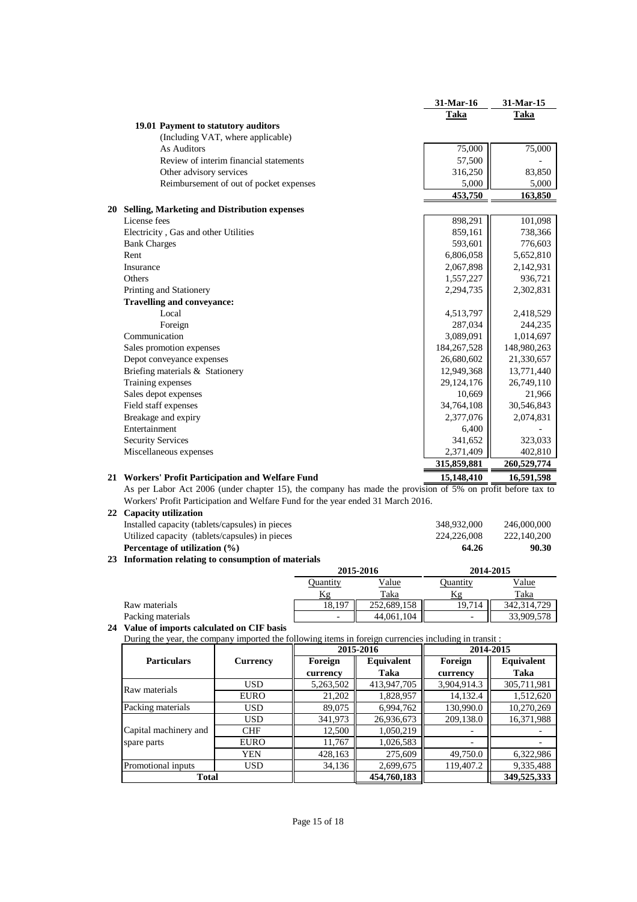| | 31-Mar-16 | 31-Mar-15 |
|---|---|---|
| | Taka | Taka |
| **19.01 Payment to statutory auditors** | | |
| (Including VAT, where applicable) | | |
| As Auditors | 75,000 | 75,000 |
| Review of interim financial statements | 57,500 | - |
| Other advisory services | 316,250 | 83,850 |
| Reimbursement of out of pocket expenses | 5,000 | 5,000 |
| | 453,750 | 163,850 |

## 20 Selling, Marketing and Distribution expenses

| | 31-Mar-16 | 31-Mar-15 |
|---|---|---|
| License fees | 898,291 | 101,098 |
| Electricity , Gas and other Utilities | 859,161 | 738,366 |
| Bank Charges | 593,601 | 776,603 |
| Rent | 6,806,058 | 5,652,810 |
| Insurance | 2,067,898 | 2,142,931 |
| Others | 1,557,227 | 936,721 |
| Printing and Stationery | 2,294,735 | 2,302,831 |
| **Travelling and conveyance:** | | |
| Local | 4,513,797 | 2,418,529 |
| Foreign | 287,034 | 244,235 |
| Communication | 3,089,091 | 1,014,697 |
| Sales promotion expenses | 184,267,528 | 148,980,263 |
| Depot conveyance expenses | 26,680,602 | 21,330,657 |
| Briefing materials & Stationery | 12,949,368 | 13,771,440 |
| Training expenses | 29,124,176 | 26,749,110 |
| Sales depot expenses | 10,669 | 21,966 |
| Field staff expenses | 34,764,108 | 30,546,843 |
| Breakage and expiry | 2,377,076 | 2,074,831 |
| Entertainment | 6,400 | - |
| Security Services | 341,652 | 323,033 |
| Miscellaneous expenses | 2,371,409 | 402,810 |
| | 315,859,881 | 260,529,774 |

## 21 Workers' Profit Participation and Welfare Fund

| | 31-Mar-16 | 31-Mar-15 |
|---|---|---|
| Workers' Profit Participation and Welfare Fund | 15,148,410 | 16,591,598 |

As per Labor Act 2006 (under chapter 15), the company has made the provision of 5% on profit before tax to Workers' Profit Participation and Welfare Fund for the year ended 31 March 2016.

## 22 Capacity utilization

| | 31-Mar-16 | 31-Mar-15 |
|---|---|---|
| Installed capacity (tablets/capsules) in pieces | 348,932,000 | 246,000,000 |
| Utilized capacity (tablets/capsules) in pieces | 224,226,008 | 222,140,200 |
| **Percentage of utilization (%)** | **64.26** | **90.30** |

## 23 Information relating to consumption of materials

| | 2015-2016 | | 2014-2015 | |
|---|---|---|---|---|
| | Quantity | Value | Quantity | Value |
| | Kg | Taka | Kg | Taka |
| Raw materials | 18,197 | 252,689,158 | 19,714 | 342,314,729 |
| Packing materials | - | 44,061,104 | - | 33,909,578 |

## 24 Value of imports calculated on CIF basis

During the year, the company imported the following items in foreign currencies including in transit :

| Particulars | Currency | 2015-2016 | | 2014-2015 | |
|---|---|---|---|---|---|
| | | Foreign currency | Equivalent Taka | Foreign currency | Equivalent Taka |
| Raw materials | USD | 5,263,502 | 413,947,705 | 3,904,914.3 | 305,711,981 |
| | EURO | 21,202 | 1,828,957 | 14,132.4 | 1,512,620 |
| Packing materials | USD | 89,075 | 6,994,762 | 130,990.0 | 10,270,269 |
| Capital machinery and spare parts | USD | 341,973 | 26,936,673 | 209,138.0 | 16,371,988 |
| | CHF | 12,500 | 1,050,219 | - | - |
| | EURO | 11,767 | 1,026,583 | - | - |
| | YEN | 428,163 | 275,609 | 49,750.0 | 6,322,986 |
| Promotional inputs | USD | 34,136 | 2,699,675 | 119,407.2 | 9,335,488 |
| **Total** | | | **454,760,183** | | **349,525,333** |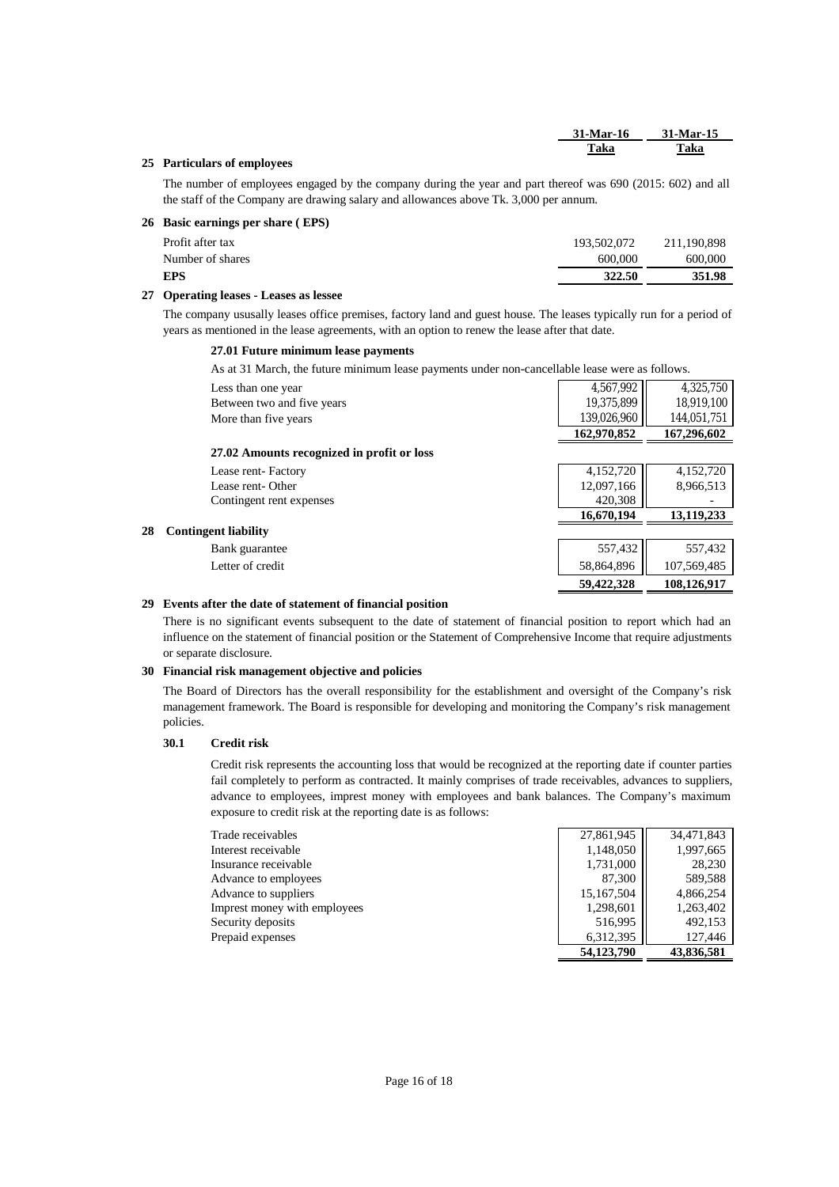| | 31-Mar-16 | 31-Mar-15 |
|---|---|---|
| | Taka | Taka |

## 25 Particulars of employees

The number of employees engaged by the company during the year and part thereof was 690 (2015: 602) and all the staff of the Company are drawing salary and allowances above Tk. 3,000 per annum.

## 26 Basic earnings per share ( EPS)

| | 31-Mar-16 | 31-Mar-15 |
|---|---|---|
| Profit after tax | 193,502,072 | 211,190,898 |
| Number of shares | 600,000 | 600,000 |
| **EPS** | **322.50** | **351.98** |

## 27 Operating leases - Leases as lessee

The company ususally leases office premises, factory land and guest house. The leases typically run for a period of years as mentioned in the lease agreements, with an option to renew the lease after that date.

### 27.01 Future minimum lease payments

As at 31 March, the future minimum lease payments under non-cancellable lease were as follows.

| | 31-Mar-16 | 31-Mar-15 |
|---|---|---|
| Less than one year | 4,567,992 | 4,325,750 |
| Between two and five years | 19,375,899 | 18,919,100 |
| More than five years | 139,026,960 | 144,051,751 |
| | **162,970,852** | **167,296,602** |

### 27.02 Amounts recognized in profit or loss

| | 31-Mar-16 | 31-Mar-15 |
|---|---|---|
| Lease rent- Factory | 4,152,720 | 4,152,720 |
| Lease rent- Other | 12,097,166 | 8,966,513 |
| Contingent rent expenses | 420,308 | - |
| | **16,670,194** | **13,119,233** |

## 28 Contingent liability

| | 31-Mar-16 | 31-Mar-15 |
|---|---|---|
| Bank guarantee | 557,432 | 557,432 |
| Letter of credit | 58,864,896 | 107,569,485 |
| | **59,422,328** | **108,126,917** |

## 29 Events after the date of statement of financial position

There is no significant events subsequent to the date of statement of financial position to report which had an influence on the statement of financial position or the Statement of Comprehensive Income that require adjustments or separate disclosure.

## 30 Financial risk management objective and policies

The Board of Directors has the overall responsibility for the establishment and oversight of the Company's risk management framework. The Board is responsible for developing and monitoring the Company's risk management policies.

### 30.1 Credit risk

Credit risk represents the accounting loss that would be recognized at the reporting date if counter parties fail completely to perform as contracted. It mainly comprises of trade receivables, advances to suppliers, advance to employees, imprest money with employees and bank balances. The Company's maximum exposure to credit risk at the reporting date is as follows:

| | 31-Mar-16 | 31-Mar-15 |
|---|---|---|
| Trade receivables | 27,861,945 | 34,471,843 |
| Interest receivable | 1,148,050 | 1,997,665 |
| Insurance receivable | 1,731,000 | 28,230 |
| Advance to employees | 87,300 | 589,588 |
| Advance to suppliers | 15,167,504 | 4,866,254 |
| Imprest money with employees | 1,298,601 | 1,263,402 |
| Security deposits | 516,995 | 492,153 |
| Prepaid expenses | 6,312,395 | 127,446 |
| | **54,123,790** | **43,836,581** |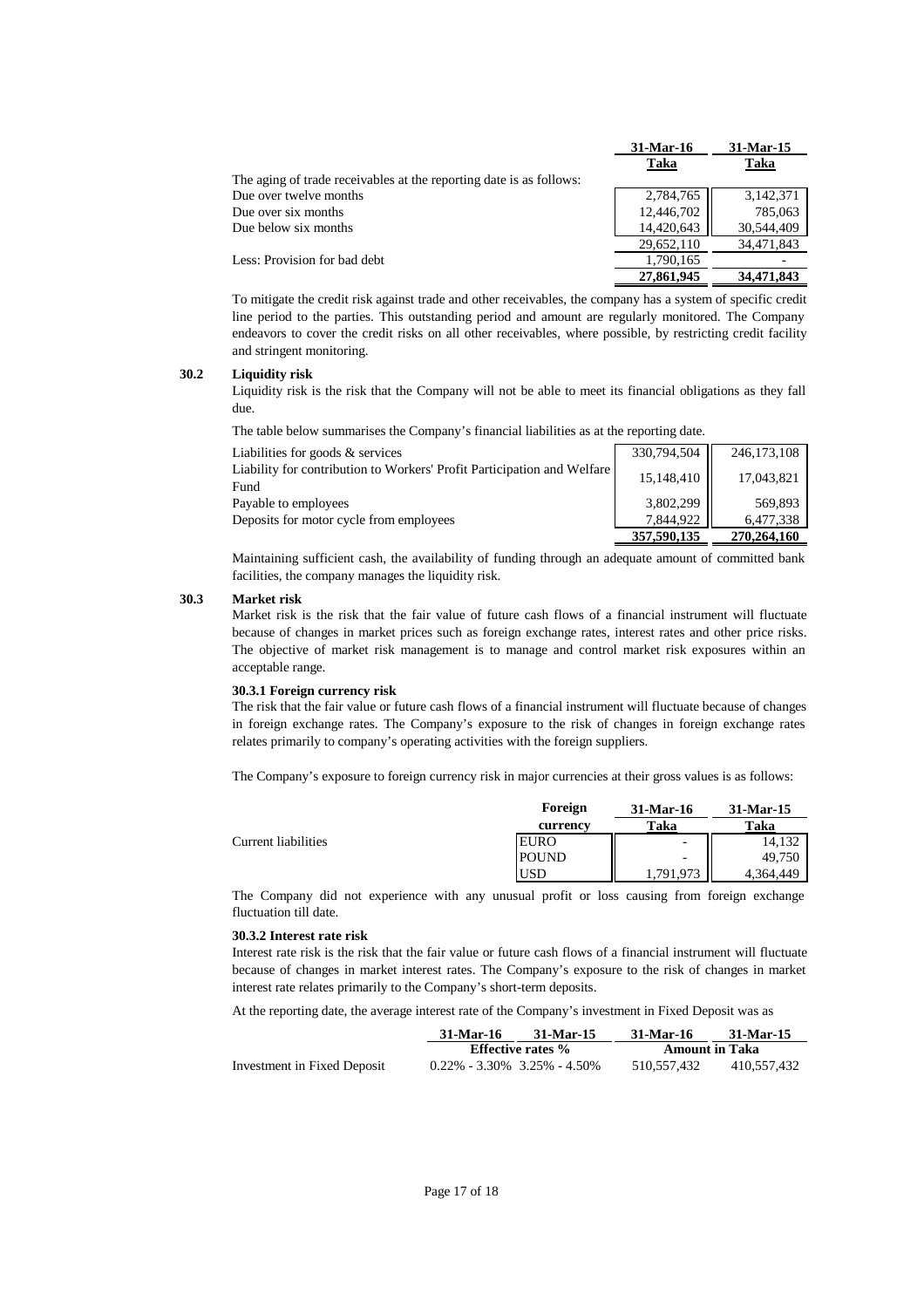| | 31-Mar-16 | 31-Mar-15 |
|---|---|---|
| | Taka | Taka |
| The aging of trade receivables at the reporting date is as follows: | | |
| Due over twelve months | 2,784,765 | 3,142,371 |
| Due over six months | 12,446,702 | 785,063 |
| Due below six months | 14,420,643 | 30,544,409 |
| | 29,652,110 | 34,471,843 |
| Less: Provision for bad debt | 1,790,165 | - |
| | **27,861,945** | **34,471,843** |

To mitigate the credit risk against trade and other receivables, the company has a system of specific credit line period to the parties. This outstanding period and amount are regularly monitored. The Company endeavors to cover the credit risks on all other receivables, where possible, by restricting credit facility and stringent monitoring.

### 30.2 Liquidity risk

Liquidity risk is the risk that the Company will not be able to meet its financial obligations as they fall due.

The table below summarises the Company's financial liabilities as at the reporting date.

| | 31-Mar-16 | 31-Mar-15 |
|---|---|---|
| Liabilities for goods & services | 330,794,504 | 246,173,108 |
| Liability for contribution to Workers' Profit Participation and Welfare Fund | 15,148,410 | 17,043,821 |
| Payable to employees | 3,802,299 | 569,893 |
| Deposits for motor cycle from employees | 7,844,922 | 6,477,338 |
| | **357,590,135** | **270,264,160** |

Maintaining sufficient cash, the availability of funding through an adequate amount of committed bank facilities, the company manages the liquidity risk.

### 30.3 Market risk

Market risk is the risk that the fair value of future cash flows of a financial instrument will fluctuate because of changes in market prices such as foreign exchange rates, interest rates and other price risks. The objective of market risk management is to manage and control market risk exposures within an acceptable range.

**30.3.1 Foreign currency risk**

The risk that the fair value or future cash flows of a financial instrument will fluctuate because of changes in foreign exchange rates. The Company's exposure to the risk of changes in foreign exchange rates relates primarily to company's operating activities with the foreign suppliers.

The Company's exposure to foreign currency risk in major currencies at their gross values is as follows:

| | Foreign currency | 31-Mar-16 Taka | 31-Mar-15 Taka |
|---|---|---|---|
| Current liabilities | EURO | - | 14,132 |
| | POUND | - | 49,750 |
| | USD | 1,791,973 | 4,364,449 |

The Company did not experience with any unusual profit or loss causing from foreign exchange fluctuation till date.

**30.3.2 Interest rate risk**

Interest rate risk is the risk that the fair value or future cash flows of a financial instrument will fluctuate because of changes in market interest rates. The Company's exposure to the risk of changes in market interest rate relates primarily to the Company's short-term deposits.

At the reporting date, the average interest rate of the Company's investment in Fixed Deposit was as

| | 31-Mar-16 | 31-Mar-15 | 31-Mar-16 | 31-Mar-15 |
|---|---|---|---|---|
| | Effective rates % | | Amount in Taka | |
| Investment in Fixed Deposit | 0.22% - 3.30% | 3.25% - 4.50% | 510,557,432 | 410,557,432 |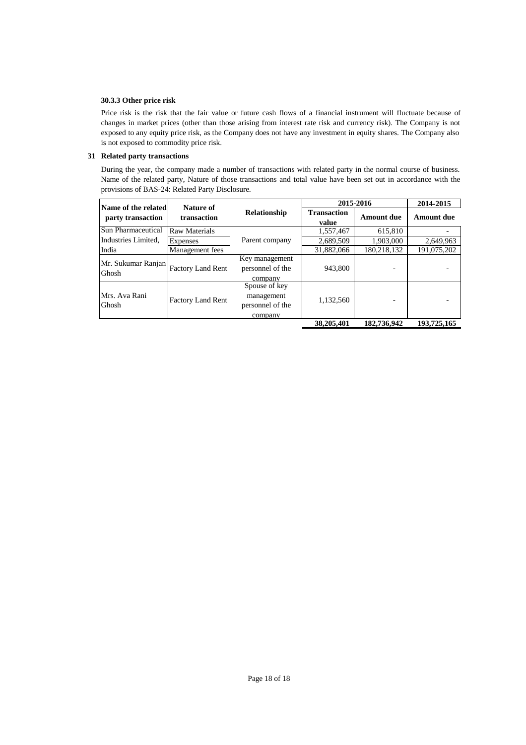### 30.3.3 Other price risk

Price risk is the risk that the fair value or future cash flows of a financial instrument will fluctuate because of changes in market prices (other than those arising from interest rate risk and currency risk). The Company is not exposed to any equity price risk, as the Company does not have any investment in equity shares. The Company also is not exposed to commodity price risk.

## 31 Related party transactions

During the year, the company made a number of transactions with related party in the normal course of business. Name of the related party, Nature of those transactions and total value have been set out in accordance with the provisions of BAS-24: Related Party Disclosure.

| Name of the related party transaction | Nature of transaction | Relationship | 2015-2016 | | 2014-2015 |
|---|---|---|---|---|---|
| | | | Transaction value | Amount due | Amount due |
| Sun Pharmaceutical Industries Limited, India | Raw Materials | Parent company | 1,557,467 | 615,810 | - |
| | Expenses | | 2,689,509 | 1,903,000 | 2,649,963 |
| | Management fees | | 31,882,066 | 180,218,132 | 191,075,202 |
| Mr. Sukumar Ranjan Ghosh | Factory Land Rent | Key management personnel of the company | 943,800 | - | - |
| Mrs. Ava Rani Ghosh | Factory Land Rent | Spouse of key management personnel of the company | 1,132,560 | - | - |
| | | | **38,205,401** | **182,736,942** | **193,725,165** |